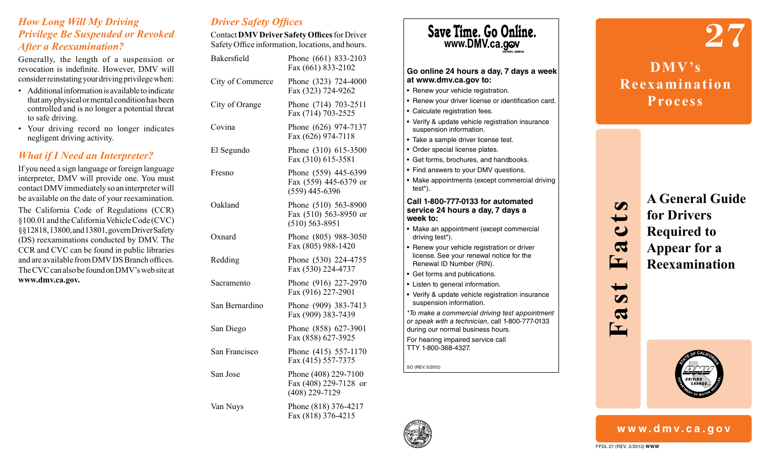### *How Long Will My Driving Privilege Be Suspended or Revoked After a Reexamination?*

Generally, the length of a suspension or revocation is indefinite. However, DMV will consider reinstating your driving privilege when:

- Additional information is available to indicate that any physical or mental condition has been controlled and is no longer a potential threat to safe driving.
- Your driving record no longer indicates negligent driving activity.

### *What if I Need an Interpreter?*

If you need a sign language or foreign language interpreter, DMV will provide one. You must contact DMV immediately so an interpreter will be available on the date of your reexamination.

The California Code of Regulations (CCR) §100.01 and the California Vehicle Code (CVC) §§12818, 13800, and 13801, govern Driver Safety (DS) reexaminations conducted by DMV. The CCR and CVC can be found in public libraries and are available from DMV DS Branch offices. The CVC can also be found on DMV's web site at **www.dmv.ca.gov.**

### *Driver Safety Offices*

Contact **DMV Driver Safety Offices** for Driver Safety Office information, locations, and hours.

| Office | Contact |
|---|---|
| Bakersfield | Phone (661) 833-2103<br>Fax (661) 833-2102 |
| City of Commerce | Phone (323) 724-4000<br>Fax (323) 724-9262 |
| City of Orange | Phone (714) 703-2511<br>Fax (714) 703-2525 |
| Covina | Phone (626) 974-7137<br>Fax (626) 974-7118 |
| El Segundo | Phone (310) 615-3500<br>Fax (310) 615-3581 |
| Fresno | Phone (559) 445-6399<br>Fax (559) 445-6379 or (559) 445-6396 |
| Oakland | Phone (510) 563-8900<br>Fax (510) 563-8950 or (510) 563-8951 |
| Oxnard | Phone (805) 988-3050<br>Fax (805) 988-1420 |
| Redding | Phone (530) 224-4755<br>Fax (530) 224-4737 |
| Sacramento | Phone (916) 227-2970<br>Fax (916) 227-2901 |
| San Bernardino | Phone (909) 383-7413<br>Fax (909) 383-7439 |
| San Diego | Phone (858) 627-3901<br>Fax (858) 627-3925 |
| San Francisco | Phone (415) 557-1170<br>Fax (415) 557-7375 |
| San Jose | Phone (408) 229-7100<br>Fax (408) 229-7128 or (408) 229-7129 |
| Van Nuys | Phone (818) 376-4217<br>Fax (818) 376-4215 |

**Save Time. Go Online.**
**www.DMV.ca.gov**

**Go online 24 hours a day, 7 days a week at www.dmv.ca.gov to:**

- Renew your vehicle registration.
- Renew your driver license or identification card.
- Calculate registration fees.
- Verify & update vehicle registration insurance suspension information.
- Take a sample driver license test.
- Order special license plates.
- Get forms, brochures, and handbooks.
- Find answers to your DMV questions.
- Make appointments (except commercial driving test*).

**Call 1-800-777-0133 for automated service 24 hours a day, 7 days a week to:**

- Make an appointment (except commercial driving test*).
- Renew your vehicle registration or driver license. See your renewal notice for the Renewal ID Number (RIN).
- Get forms and publications.
- Listen to general information.
- Verify & update vehicle registration insurance suspension information.

**To make a commercial driving test appointment or speak with a technician*, call 1-800-777-0133 during our normal business hours.

For hearing impaired service call TTY 1-800-368-4327.

SO (REV. 5/2012)

# 27

# DMV's Reexamination Process

## Fast Facts

## A General Guide for Drivers Required to Appear for a Reexamination

**www.dmv.ca.gov**

FFDL 27 (REV. 2/2013) WWW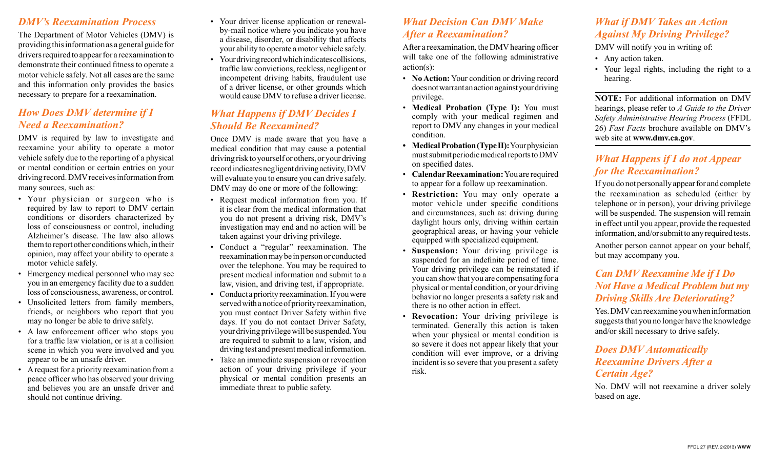## *DMV's Reexamination Process*

The Department of Motor Vehicles (DMV) is providing this information as a general guide for drivers required to appear for a reexamination to demonstrate their continued fitness to operate a motor vehicle safely. Not all cases are the same and this information only provides the basics necessary to prepare for a reexamination.

## *How Does DMV determine if I Need a Reexamination?*

DMV is required by law to investigate and reexamine your ability to operate a motor vehicle safely due to the reporting of a physical or mental condition or certain entries on your driving record. DMV receives information from many sources, such as:

- Your physician or surgeon who is required by law to report to DMV certain conditions or disorders characterized by loss of consciousness or control, including Alzheimer's disease. The law also allows them to report other conditions which, in their opinion, may affect your ability to operate a motor vehicle safely.
- Emergency medical personnel who may see you in an emergency facility due to a sudden loss of consciousness, awareness, or control.
- Unsolicited letters from family members, friends, or neighbors who report that you may no longer be able to drive safely.
- A law enforcement officer who stops you for a traffic law violation, or is at a collision scene in which you were involved and you appear to be an unsafe driver.
- A request for a priority reexamination from a peace officer who has observed your driving and believes you are an unsafe driver and should not continue driving.
- Your driver license application or renewal-by-mail notice where you indicate you have a disease, disorder, or disability that affects your ability to operate a motor vehicle safely.
- Your driving record which indicates collisions, traffic law convictions, reckless, negligent or incompetent driving habits, fraudulent use of a driver license, or other grounds which would cause DMV to refuse a driver license.

## *What Happens if DMV Decides I Should Be Reexamined?*

Once DMV is made aware that you have a medical condition that may cause a potential driving risk to yourself or others, or your driving record indicates negligent driving activity, DMV will evaluate you to ensure you can drive safely. DMV may do one or more of the following:

- Request medical information from you. If it is clear from the medical information that you do not present a driving risk, DMV's investigation may end and no action will be taken against your driving privilege.
- Conduct a "regular" reexamination. The reexamination may be in person or conducted over the telephone. You may be required to present medical information and submit to a law, vision, and driving test, if appropriate.
- Conduct a priority reexamination. If you were served with a notice of priority reexamination, you must contact Driver Safety within five days. If you do not contact Driver Safety, your driving privilege will be suspended. You are required to submit to a law, vision, and driving test and present medical information.
- Take an immediate suspension or revocation action of your driving privilege if your physical or mental condition presents an immediate threat to public safety.

## *What Decision Can DMV Make After a Reexamination?*

After a reexamination, the DMV hearing officer will take one of the following administrative action(s):

- **No Action:** Your condition or driving record does not warrant an action against your driving privilege.
- **Medical Probation (Type I):** You must comply with your medical regimen and report to DMV any changes in your medical condition.
- **Medical Probation (Type II):** Your physician must submit periodic medical reports to DMV on specified dates.
- **Calendar Reexamination:** You are required to appear for a follow up reexamination.
- **Restriction:** You may only operate a motor vehicle under specific conditions and circumstances, such as: driving during daylight hours only, driving within certain geographical areas, or having your vehicle equipped with specialized equipment.
- **Suspension:** Your driving privilege is suspended for an indefinite period of time. Your driving privilege can be reinstated if you can show that you are compensating for a physical or mental condition, or your driving behavior no longer presents a safety risk and there is no other action in effect.
- **Revocation:** Your driving privilege is terminated. Generally this action is taken when your physical or mental condition is so severe it does not appear likely that your condition will ever improve, or a driving incident is so severe that you present a safety risk.

## *What if DMV Takes an Action Against My Driving Privilege?*

DMV will notify you in writing of:

- Any action taken.
- Your legal rights, including the right to a hearing.

**NOTE:** For additional information on DMV hearings, please refer to *A Guide to the Driver Safety Administrative Hearing Process* (FFDL 26) *Fast Facts* brochure available on DMV's web site at **www.dmv.ca.gov**.

## *What Happens if I do not Appear for the Reexamination?*

If you do not personally appear for and complete the reexamination as scheduled (either by telephone or in person), your driving privilege will be suspended. The suspension will remain in effect until you appear, provide the requested information, and/or submit to any required tests.

Another person cannot appear on your behalf, but may accompany you.

## *Can DMV Reexamine Me if I Do Not Have a Medical Problem but my Driving Skills Are Deteriorating?*

Yes. DMV can reexamine you when information suggests that you no longer have the knowledge and/or skill necessary to drive safely.

## *Does DMV Automatically Reexamine Drivers After a Certain Age?*

No. DMV will not reexamine a driver solely based on age.

FFDL 27 (REV. 2/2013) **WWW**